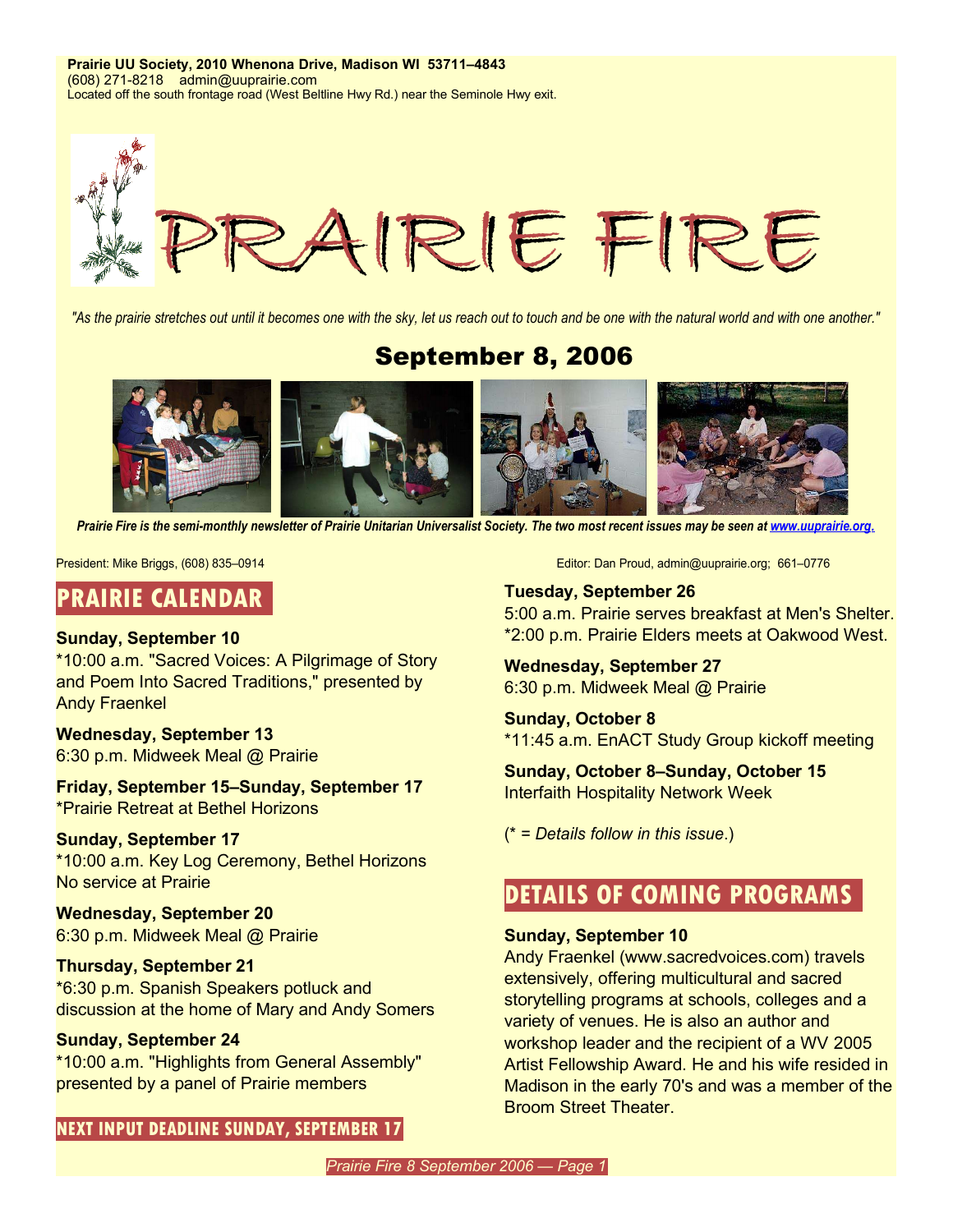**Prairie UU Society, 2010 Whenona Drive, Madison WI 53711–4843**
(608) 271-8218 admin@uuprairie.com
Located off the south frontage road (West Beltline Hwy Rd.) near the Seminole Hwy exit.

# PRAIRIE FIRE

*"As the prairie stretches out until it becomes one with the sky, let us reach out to touch and be one with the natural world and with one another."*

## September 8, 2006

***Prairie Fire is the semi-monthly newsletter of Prairie Unitarian Universalist Society. The two most recent issues may be seen at www.uuprairie.org.***

President: Mike Briggs, (608) 835–0914

Editor: Dan Proud, admin@uuprairie.org; 661–0776

## PRAIRIE CALENDAR

**Sunday, September 10**
*10:00 a.m. "Sacred Voices: A Pilgrimage of Story and Poem Into Sacred Traditions," presented by Andy Fraenkel

**Wednesday, September 13**
6:30 p.m. Midweek Meal @ Prairie

**Friday, September 15–Sunday, September 17**
*Prairie Retreat at Bethel Horizons

**Sunday, September 17**
*10:00 a.m. Key Log Ceremony, Bethel Horizons
No service at Prairie

**Wednesday, September 20**
6:30 p.m. Midweek Meal @ Prairie

**Thursday, September 21**
*6:30 p.m. Spanish Speakers potluck and discussion at the home of Mary and Andy Somers

**Sunday, September 24**
*10:00 a.m. "Highlights from General Assembly" presented by a panel of Prairie members

**Tuesday, September 26**
5:00 a.m. Prairie serves breakfast at Men's Shelter.
*2:00 p.m. Prairie Elders meets at Oakwood West.

**Wednesday, September 27**
6:30 p.m. Midweek Meal @ Prairie

**Sunday, October 8**
*11:45 a.m. EnACT Study Group kickoff meeting

**Sunday, October 8–Sunday, October 15**
Interfaith Hospitality Network Week

(* = *Details follow in this issue*.)

**NEXT INPUT DEADLINE SUNDAY, SEPTEMBER 17**

## DETAILS OF COMING PROGRAMS

**Sunday, September 10**
Andy Fraenkel (www.sacredvoices.com) travels extensively, offering multicultural and sacred storytelling programs at schools, colleges and a variety of venues. He is also an author and workshop leader and the recipient of a WV 2005 Artist Fellowship Award. He and his wife resided in Madison in the early 70's and was a member of the Broom Street Theater.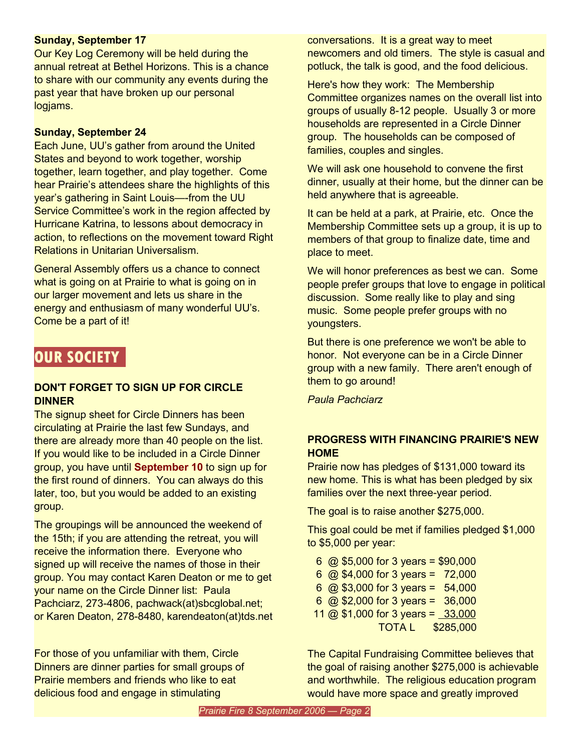**Sunday, September 17**

Our Key Log Ceremony will be held during the annual retreat at Bethel Horizons. This is a chance to share with our community any events during the past year that have broken up our personal logjams.

**Sunday, September 24**

Each June, UU's gather from around the United States and beyond to work together, worship together, learn together, and play together. Come hear Prairie's attendees share the highlights of this year's gathering in Saint Louis—-from the UU Service Committee's work in the region affected by Hurricane Katrina, to lessons about democracy in action, to reflections on the movement toward Right Relations in Unitarian Universalism.

General Assembly offers us a chance to connect what is going on at Prairie to what is going on in our larger movement and lets us share in the energy and enthusiasm of many wonderful UU's. Come be a part of it!

## OUR SOCIETY

### DON'T FORGET TO SIGN UP FOR CIRCLE DINNER

The signup sheet for Circle Dinners has been circulating at Prairie the last few Sundays, and there are already more than 40 people on the list. If you would like to be included in a Circle Dinner group, you have until **September 10** to sign up for the first round of dinners. You can always do this later, too, but you would be added to an existing group.

The groupings will be announced the weekend of the 15th; if you are attending the retreat, you will receive the information there. Everyone who signed up will receive the names of those in their group. You may contact Karen Deaton or me to get your name on the Circle Dinner list: Paula Pachciarz, 273-4806, pachwack(at)sbcglobal.net; or Karen Deaton, 278-8480, karendeaton(at)tds.net

For those of you unfamiliar with them, Circle Dinners are dinner parties for small groups of Prairie members and friends who like to eat delicious food and engage in stimulating conversations. It is a great way to meet newcomers and old timers. The style is casual and potluck, the talk is good, and the food delicious.

Here's how they work: The Membership Committee organizes names on the overall list into groups of usually 8-12 people. Usually 3 or more households are represented in a Circle Dinner group. The households can be composed of families, couples and singles.

We will ask one household to convene the first dinner, usually at their home, but the dinner can be held anywhere that is agreeable.

It can be held at a park, at Prairie, etc. Once the Membership Committee sets up a group, it is up to members of that group to finalize date, time and place to meet.

We will honor preferences as best we can. Some people prefer groups that love to engage in political discussion. Some really like to play and sing music. Some people prefer groups with no youngsters.

But there is one preference we won't be able to honor. Not everyone can be in a Circle Dinner group with a new family. There aren't enough of them to go around!

*Paula Pachciarz*

### PROGRESS WITH FINANCING PRAIRIE'S NEW HOME

Prairie now has pledges of $131,000 toward its new home. This is what has been pledged by six families over the next three-year period.

The goal is to raise another $275,000.

This goal could be met if families pledged $1,000 to $5,000 per year:

| | |
|---|---|
| 6 @ $5,000 for 3 years = | $90,000 |
| 6 @ $4,000 for 3 years = | 72,000 |
| 6 @ $3,000 for 3 years = | 54,000 |
| 6 @ $2,000 for 3 years = | 36,000 |
| 11 @ $1,000 for 3 years = | 33,000 |
| TOTA L | $285,000 |

The Capital Fundraising Committee believes that the goal of raising another $275,000 is achievable and worthwhile. The religious education program would have more space and greatly improved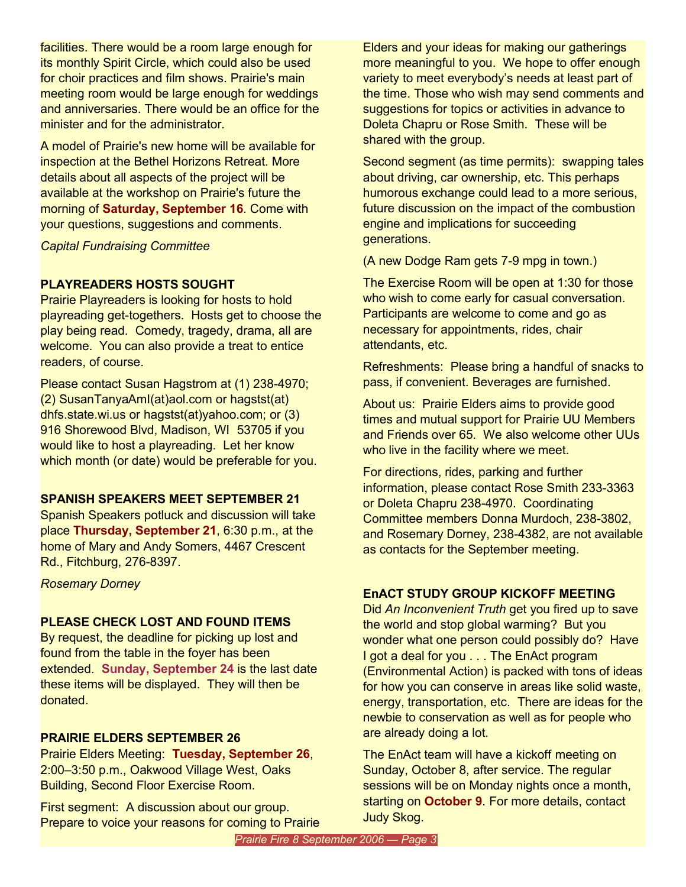facilities. There would be a room large enough for its monthly Spirit Circle, which could also be used for choir practices and film shows. Prairie's main meeting room would be large enough for weddings and anniversaries. There would be an office for the minister and for the administrator.

A model of Prairie's new home will be available for inspection at the Bethel Horizons Retreat. More details about all aspects of the project will be available at the workshop on Prairie's future the morning of **Saturday, September 16**. Come with your questions, suggestions and comments.

*Capital Fundraising Committee*

## PLAYREADERS HOSTS SOUGHT

Prairie Playreaders is looking for hosts to hold playreading get-togethers. Hosts get to choose the play being read. Comedy, tragedy, drama, all are welcome. You can also provide a treat to entice readers, of course.

Please contact Susan Hagstrom at (1) 238-4970; (2) SusanTanyaAml(at)aol.com or hagstst(at) dhfs.state.wi.us or hagstst(at)yahoo.com; or (3) 916 Shorewood Blvd, Madison, WI 53705 if you would like to host a playreading. Let her know which month (or date) would be preferable for you.

## SPANISH SPEAKERS MEET SEPTEMBER 21

Spanish Speakers potluck and discussion will take place **Thursday, September 21**, 6:30 p.m., at the home of Mary and Andy Somers, 4467 Crescent Rd., Fitchburg, 276-8397.

*Rosemary Dorney*

## PLEASE CHECK LOST AND FOUND ITEMS

By request, the deadline for picking up lost and found from the table in the foyer has been extended. **Sunday, September 24** is the last date these items will be displayed. They will then be donated.

## PRAIRIE ELDERS SEPTEMBER 26

Prairie Elders Meeting: **Tuesday, September 26**, 2:00–3:50 p.m., Oakwood Village West, Oaks Building, Second Floor Exercise Room.

First segment: A discussion about our group. Prepare to voice your reasons for coming to Prairie Elders and your ideas for making our gatherings more meaningful to you. We hope to offer enough variety to meet everybody's needs at least part of the time. Those who wish may send comments and suggestions for topics or activities in advance to Doleta Chapru or Rose Smith. These will be shared with the group.

Second segment (as time permits): swapping tales about driving, car ownership, etc. This perhaps humorous exchange could lead to a more serious, future discussion on the impact of the combustion engine and implications for succeeding generations.

(A new Dodge Ram gets 7-9 mpg in town.)

The Exercise Room will be open at 1:30 for those who wish to come early for casual conversation. Participants are welcome to come and go as necessary for appointments, rides, chair attendants, etc.

Refreshments: Please bring a handful of snacks to pass, if convenient. Beverages are furnished.

About us: Prairie Elders aims to provide good times and mutual support for Prairie UU Members and Friends over 65. We also welcome other UUs who live in the facility where we meet.

For directions, rides, parking and further information, please contact Rose Smith 233-3363 or Doleta Chapru 238-4970. Coordinating Committee members Donna Murdoch, 238-3802, and Rosemary Dorney, 238-4382, are not available as contacts for the September meeting.

## EnACT STUDY GROUP KICKOFF MEETING

Did *An Inconvenient Truth* get you fired up to save the world and stop global warming? But you wonder what one person could possibly do? Have I got a deal for you . . . The EnAct program (Environmental Action) is packed with tons of ideas for how you can conserve in areas like solid waste, energy, transportation, etc. There are ideas for the newbie to conservation as well as for people who are already doing a lot.

The EnAct team will have a kickoff meeting on Sunday, October 8, after service. The regular sessions will be on Monday nights once a month, starting on **October 9**. For more details, contact Judy Skog.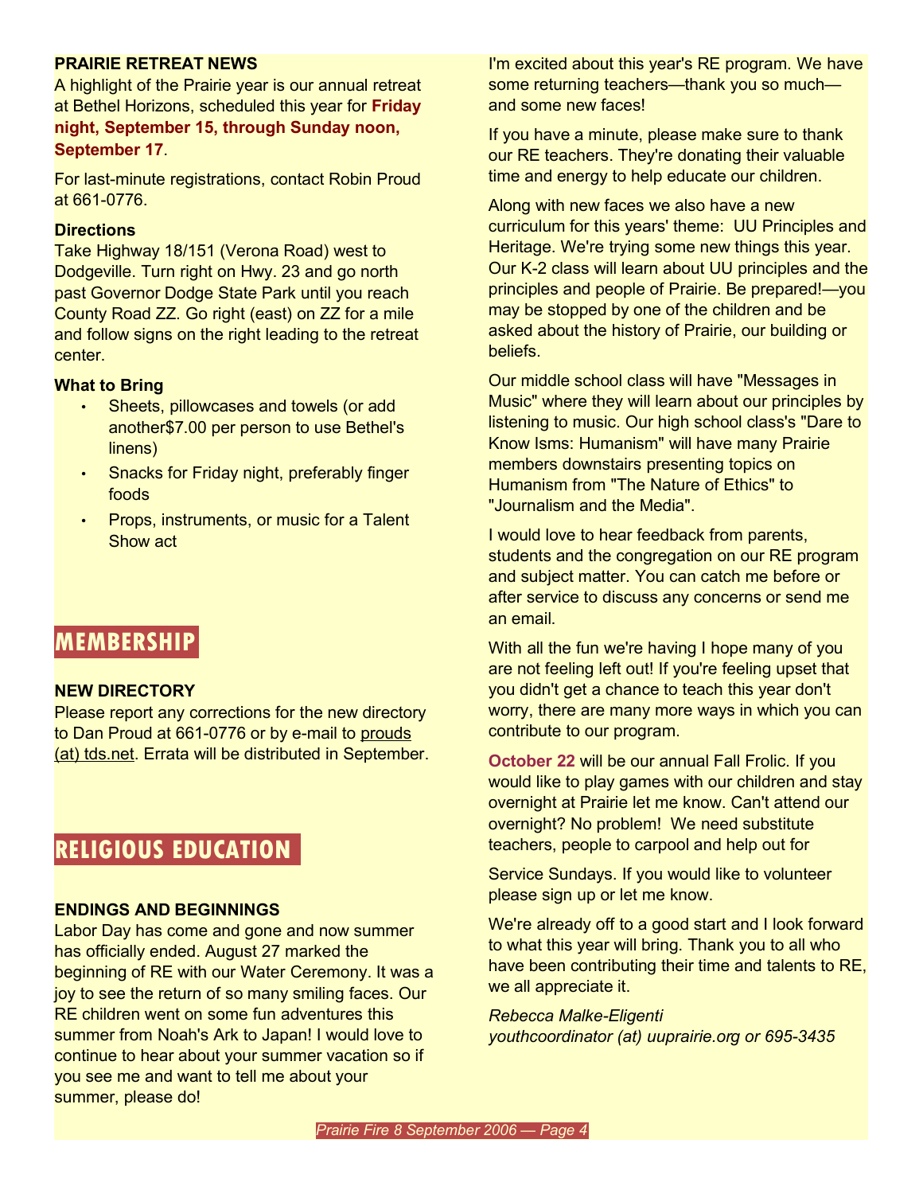### PRAIRIE RETREAT NEWS

A highlight of the Prairie year is our annual retreat at Bethel Horizons, scheduled this year for **Friday night, September 15, through Sunday noon, September 17**.

For last-minute registrations, contact Robin Proud at 661-0776.

**Directions**

Take Highway 18/151 (Verona Road) west to Dodgeville. Turn right on Hwy. 23 and go north past Governor Dodge State Park until you reach County Road ZZ. Go right (east) on ZZ for a mile and follow signs on the right leading to the retreat center.

**What to Bring**

- Sheets, pillowcases and towels (or add another$7.00 per person to use Bethel's linens)
- Snacks for Friday night, preferably finger foods
- Props, instruments, or music for a Talent Show act

## MEMBERSHIP

### NEW DIRECTORY

Please report any corrections for the new directory to Dan Proud at 661-0776 or by e-mail to prouds (at) tds.net. Errata will be distributed in September.

## RELIGIOUS EDUCATION

### ENDINGS AND BEGINNINGS

Labor Day has come and gone and now summer has officially ended. August 27 marked the beginning of RE with our Water Ceremony. It was a joy to see the return of so many smiling faces. Our RE children went on some fun adventures this summer from Noah's Ark to Japan! I would love to continue to hear about your summer vacation so if you see me and want to tell me about your summer, please do!

I'm excited about this year's RE program. We have some returning teachers—thank you so much—and some new faces!

If you have a minute, please make sure to thank our RE teachers. They're donating their valuable time and energy to help educate our children.

Along with new faces we also have a new curriculum for this years' theme: UU Principles and Heritage. We're trying some new things this year. Our K-2 class will learn about UU principles and the principles and people of Prairie. Be prepared!—you may be stopped by one of the children and be asked about the history of Prairie, our building or beliefs.

Our middle school class will have "Messages in Music" where they will learn about our principles by listening to music. Our high school class's "Dare to Know Isms: Humanism" will have many Prairie members downstairs presenting topics on Humanism from "The Nature of Ethics" to "Journalism and the Media".

I would love to hear feedback from parents, students and the congregation on our RE program and subject matter. You can catch me before or after service to discuss any concerns or send me an email.

With all the fun we're having I hope many of you are not feeling left out! If you're feeling upset that you didn't get a chance to teach this year don't worry, there are many more ways in which you can contribute to our program.

**October 22** will be our annual Fall Frolic. If you would like to play games with our children and stay overnight at Prairie let me know. Can't attend our overnight? No problem! We need substitute teachers, people to carpool and help out for Service Sundays. If you would like to volunteer please sign up or let me know.

We're already off to a good start and I look forward to what this year will bring. Thank you to all who have been contributing their time and talents to RE, we all appreciate it.

*Rebecca Malke-Eligenti*
*youthcoordinator (at) uuprairie.org or 695-3435*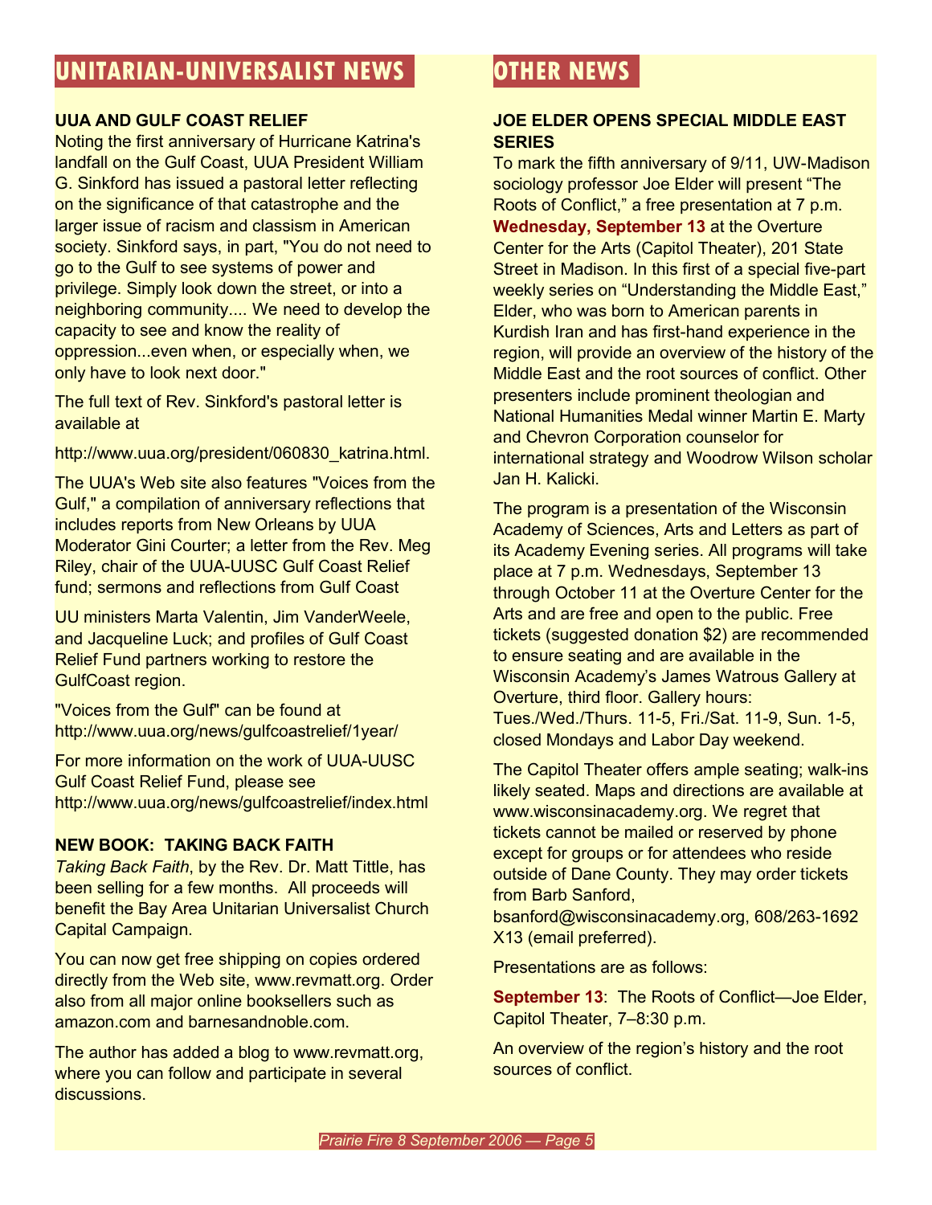## UNITARIAN-UNIVERSALIST NEWS

### UUA AND GULF COAST RELIEF

Noting the first anniversary of Hurricane Katrina's landfall on the Gulf Coast, UUA President William G. Sinkford has issued a pastoral letter reflecting on the significance of that catastrophe and the larger issue of racism and classism in American society. Sinkford says, in part, "You do not need to go to the Gulf to see systems of power and privilege. Simply look down the street, or into a neighboring community.... We need to develop the capacity to see and know the reality of oppression...even when, or especially when, we only have to look next door."

The full text of Rev. Sinkford's pastoral letter is available at

http://www.uua.org/president/060830_katrina.html.

The UUA's Web site also features "Voices from the Gulf," a compilation of anniversary reflections that includes reports from New Orleans by UUA Moderator Gini Courter; a letter from the Rev. Meg Riley, chair of the UUA-UUSC Gulf Coast Relief fund; sermons and reflections from Gulf Coast

UU ministers Marta Valentin, Jim VanderWeele, and Jacqueline Luck; and profiles of Gulf Coast Relief Fund partners working to restore the GulfCoast region.

"Voices from the Gulf" can be found at http://www.uua.org/news/gulfcoastrelief/1year/

For more information on the work of UUA-UUSC Gulf Coast Relief Fund, please see http://www.uua.org/news/gulfcoastrelief/index.html

### NEW BOOK: TAKING BACK FAITH

*Taking Back Faith*, by the Rev. Dr. Matt Tittle, has been selling for a few months. All proceeds will benefit the Bay Area Unitarian Universalist Church Capital Campaign.

You can now get free shipping on copies ordered directly from the Web site, www.revmatt.org. Order also from all major online booksellers such as amazon.com and barnesandnoble.com.

The author has added a blog to www.revmatt.org, where you can follow and participate in several discussions.

## OTHER NEWS

### JOE ELDER OPENS SPECIAL MIDDLE EAST SERIES

To mark the fifth anniversary of 9/11, UW-Madison sociology professor Joe Elder will present "The Roots of Conflict," a free presentation at 7 p.m. **Wednesday, September 13** at the Overture Center for the Arts (Capitol Theater), 201 State Street in Madison. In this first of a special five-part weekly series on "Understanding the Middle East," Elder, who was born to American parents in Kurdish Iran and has first-hand experience in the region, will provide an overview of the history of the Middle East and the root sources of conflict. Other presenters include prominent theologian and National Humanities Medal winner Martin E. Marty and Chevron Corporation counselor for international strategy and Woodrow Wilson scholar Jan H. Kalicki.

The program is a presentation of the Wisconsin Academy of Sciences, Arts and Letters as part of its Academy Evening series. All programs will take place at 7 p.m. Wednesdays, September 13 through October 11 at the Overture Center for the Arts and are free and open to the public. Free tickets (suggested donation $2) are recommended to ensure seating and are available in the Wisconsin Academy's James Watrous Gallery at Overture, third floor. Gallery hours: Tues./Wed./Thurs. 11-5, Fri./Sat. 11-9, Sun. 1-5, closed Mondays and Labor Day weekend.

The Capitol Theater offers ample seating; walk-ins likely seated. Maps and directions are available at www.wisconsinacademy.org. We regret that tickets cannot be mailed or reserved by phone except for groups or for attendees who reside outside of Dane County. They may order tickets from Barb Sanford, bsanford@wisconsinacademy.org, 608/263-1692 X13 (email preferred).

Presentations are as follows:

**September 13**: The Roots of Conflict—Joe Elder, Capitol Theater, 7–8:30 p.m.

An overview of the region's history and the root sources of conflict.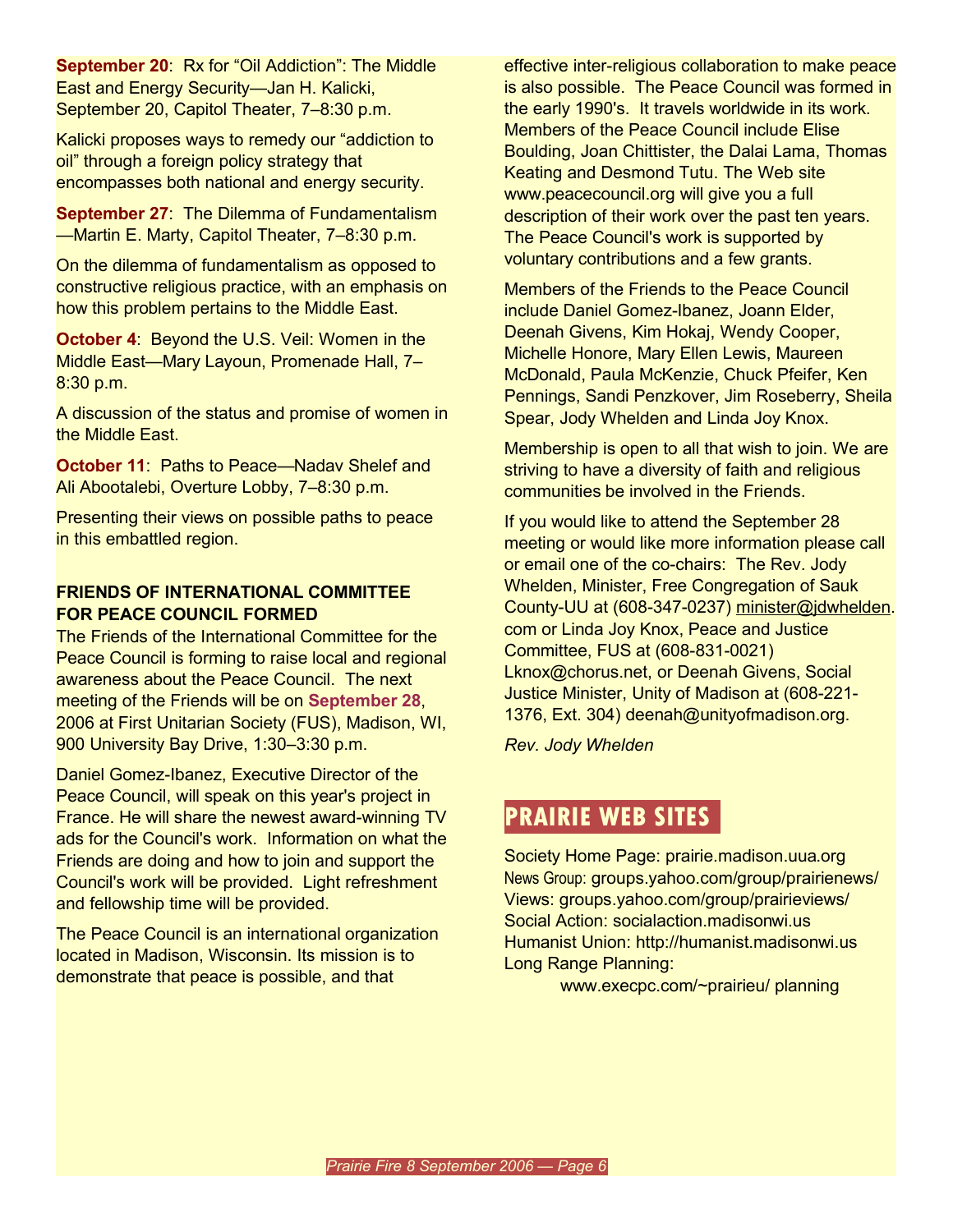**September 20**: Rx for "Oil Addiction": The Middle East and Energy Security—Jan H. Kalicki, September 20, Capitol Theater, 7–8:30 p.m.

Kalicki proposes ways to remedy our "addiction to oil" through a foreign policy strategy that encompasses both national and energy security.

**September 27**: The Dilemma of Fundamentalism —Martin E. Marty, Capitol Theater, 7–8:30 p.m.

On the dilemma of fundamentalism as opposed to constructive religious practice, with an emphasis on how this problem pertains to the Middle East.

**October 4**: Beyond the U.S. Veil: Women in the Middle East—Mary Layoun, Promenade Hall, 7–8:30 p.m.

A discussion of the status and promise of women in the Middle East.

**October 11**: Paths to Peace—Nadav Shelef and Ali Abootalebi, Overture Lobby, 7–8:30 p.m.

Presenting their views on possible paths to peace in this embattled region.

**FRIENDS OF INTERNATIONAL COMMITTEE FOR PEACE COUNCIL FORMED**

The Friends of the International Committee for the Peace Council is forming to raise local and regional awareness about the Peace Council. The next meeting of the Friends will be on **September 28**, 2006 at First Unitarian Society (FUS), Madison, WI, 900 University Bay Drive, 1:30–3:30 p.m.

Daniel Gomez-Ibanez, Executive Director of the Peace Council, will speak on this year's project in France. He will share the newest award-winning TV ads for the Council's work. Information on what the Friends are doing and how to join and support the Council's work will be provided. Light refreshment and fellowship time will be provided.

The Peace Council is an international organization located in Madison, Wisconsin. Its mission is to demonstrate that peace is possible, and that effective inter-religious collaboration to make peace is also possible. The Peace Council was formed in the early 1990's. It travels worldwide in its work. Members of the Peace Council include Elise Boulding, Joan Chittister, the Dalai Lama, Thomas Keating and Desmond Tutu. The Web site www.peacecouncil.org will give you a full description of their work over the past ten years. The Peace Council's work is supported by voluntary contributions and a few grants.

Members of the Friends to the Peace Council include Daniel Gomez-Ibanez, Joann Elder, Deenah Givens, Kim Hokaj, Wendy Cooper, Michelle Honore, Mary Ellen Lewis, Maureen McDonald, Paula McKenzie, Chuck Pfeifer, Ken Pennings, Sandi Penzkover, Jim Roseberry, Sheila Spear, Jody Whelden and Linda Joy Knox.

Membership is open to all that wish to join. We are striving to have a diversity of faith and religious communities be involved in the Friends.

If you would like to attend the September 28 meeting or would like more information please call or email one of the co-chairs: The Rev. Jody Whelden, Minister, Free Congregation of Sauk County-UU at (608-347-0237) minister@jdwhelden.com or Linda Joy Knox, Peace and Justice Committee, FUS at (608-831-0021) Lknox@chorus.net, or Deenah Givens, Social Justice Minister, Unity of Madison at (608-221-1376, Ext. 304) deenah@unityofmadison.org.

*Rev. Jody Whelden*

## PRAIRIE WEB SITES

Society Home Page: prairie.madison.uua.org
News Group: groups.yahoo.com/group/prairienews/
Views: groups.yahoo.com/group/prairieviews/
Social Action: socialaction.madisonwi.us
Humanist Union: http://humanist.madisonwi.us
Long Range Planning:
www.execpc.com/~prairieu/ planning